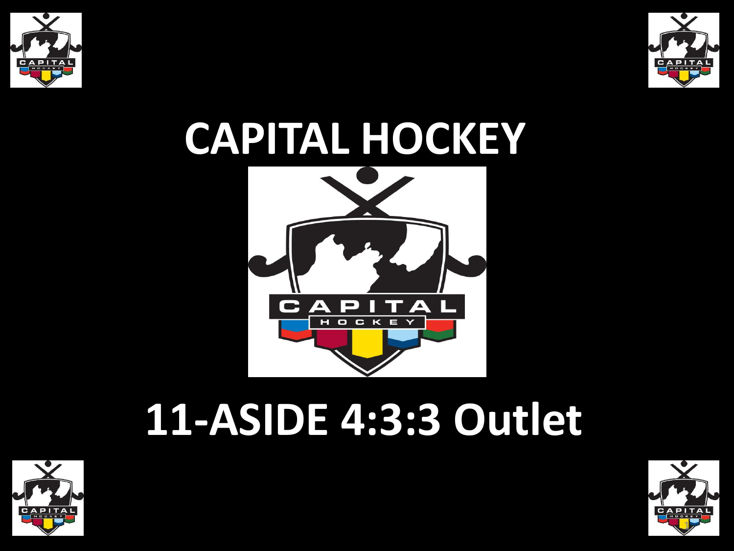# CAPITAL HOCKEY

# 11-ASIDE 4:3:3 Outlet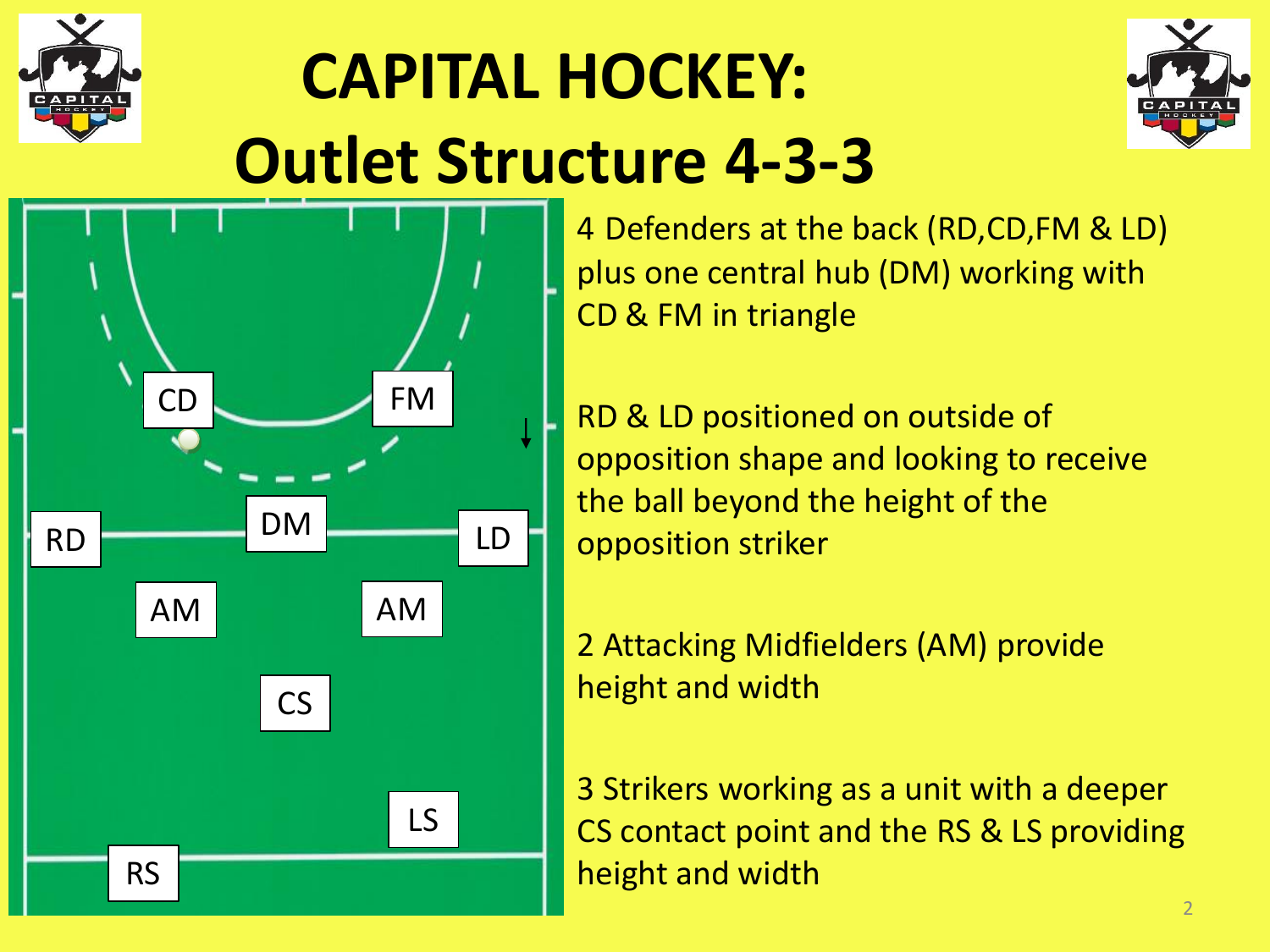# CAPITAL HOCKEY: Outlet Structure 4-3-3

4 Defenders at the back (RD,CD,FM & LD) plus one central hub (DM) working with CD & FM in triangle

RD & LD positioned on outside of opposition shape and looking to receive the ball beyond the height of the opposition striker

2 Attacking Midfielders (AM) provide height and width

3 Strikers working as a unit with a deeper CS contact point and the RS & LS providing height and width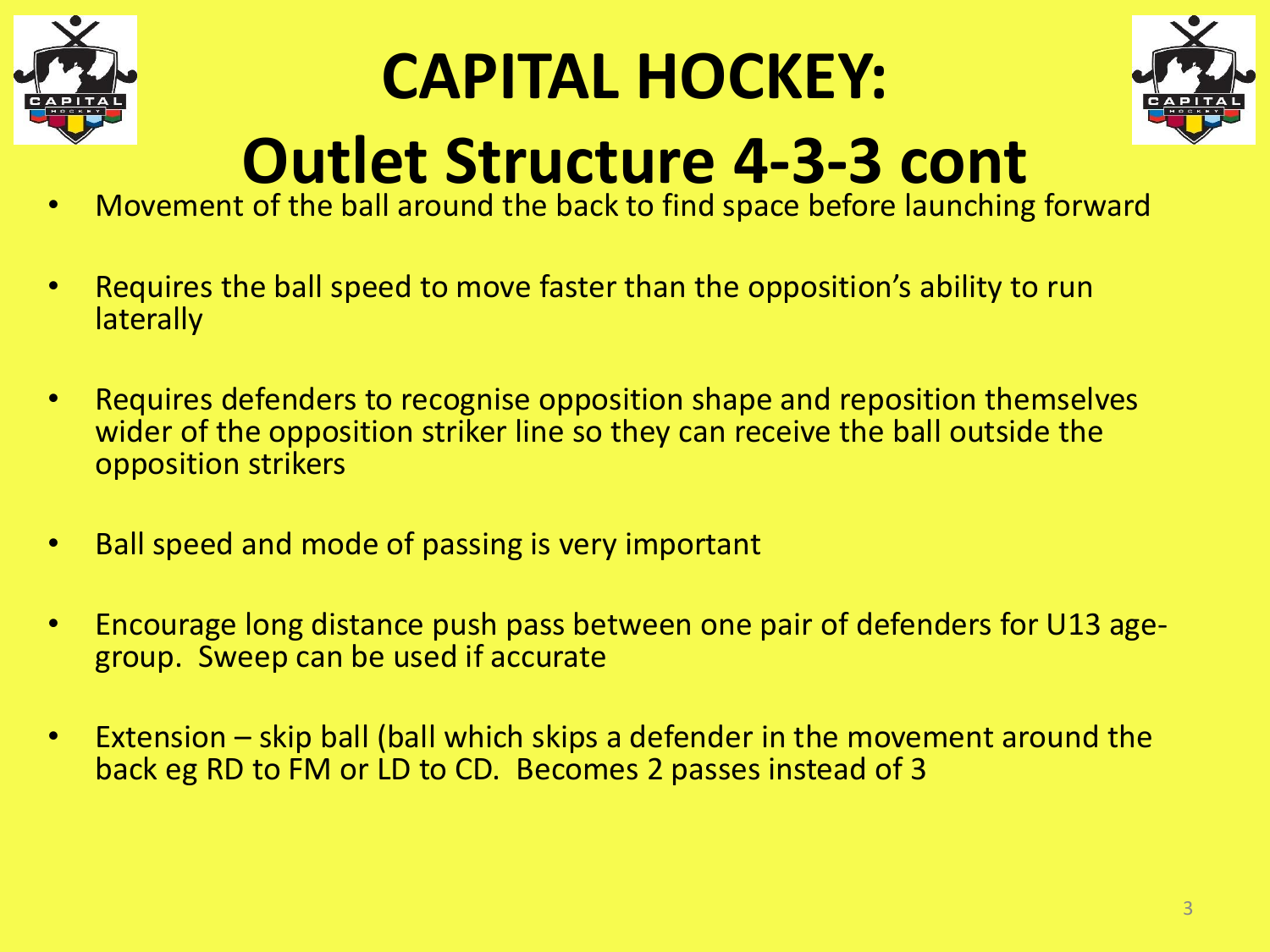# CAPITAL HOCKEY: Outlet Structure 4-3-3 cont

- Movement of the ball around the back to find space before launching forward
- Requires the ball speed to move faster than the opposition's ability to run laterally
- Requires defenders to recognise opposition shape and reposition themselves wider of the opposition striker line so they can receive the ball outside the opposition strikers
- Ball speed and mode of passing is very important
- Encourage long distance push pass between one pair of defenders for U13 age-group. Sweep can be used if accurate
- Extension – skip ball (ball which skips a defender in the movement around the back eg RD to FM or LD to CD. Becomes 2 passes instead of 3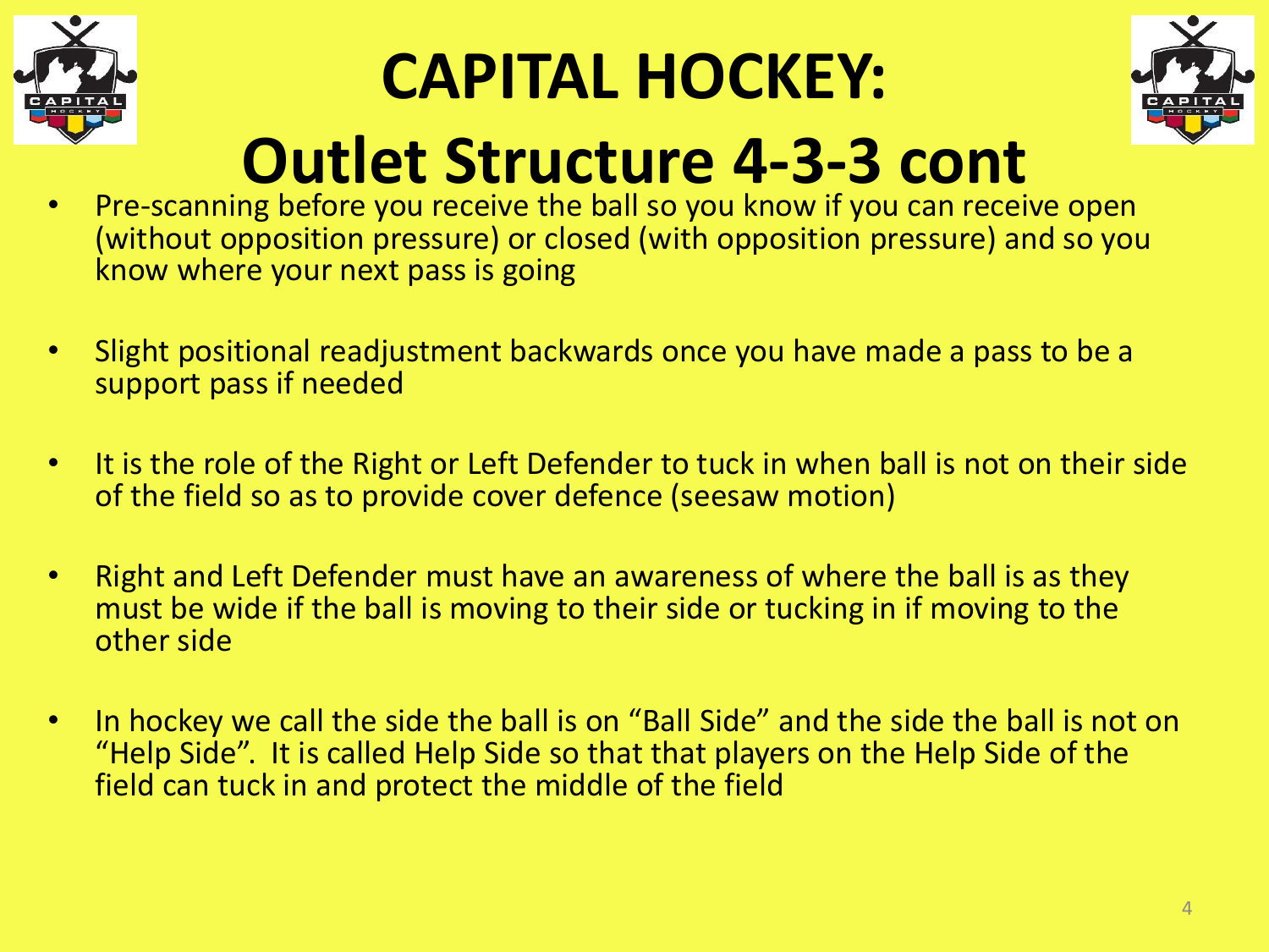# CAPITAL HOCKEY:

# Outlet Structure 4-3-3 cont

- Pre-scanning before you receive the ball so you know if you can receive open (without opposition pressure) or closed (with opposition pressure) and so you know where your next pass is going

- Slight positional readjustment backwards once you have made a pass to be a support pass if needed

- It is the role of the Right or Left Defender to tuck in when ball is not on their side of the field so as to provide cover defence (seesaw motion)

- Right and Left Defender must have an awareness of where the ball is as they must be wide if the ball is moving to their side or tucking in if moving to the other side

- In hockey we call the side the ball is on “Ball Side” and the side the ball is not on “Help Side”. It is called Help Side so that that players on the Help Side of the field can tuck in and protect the middle of the field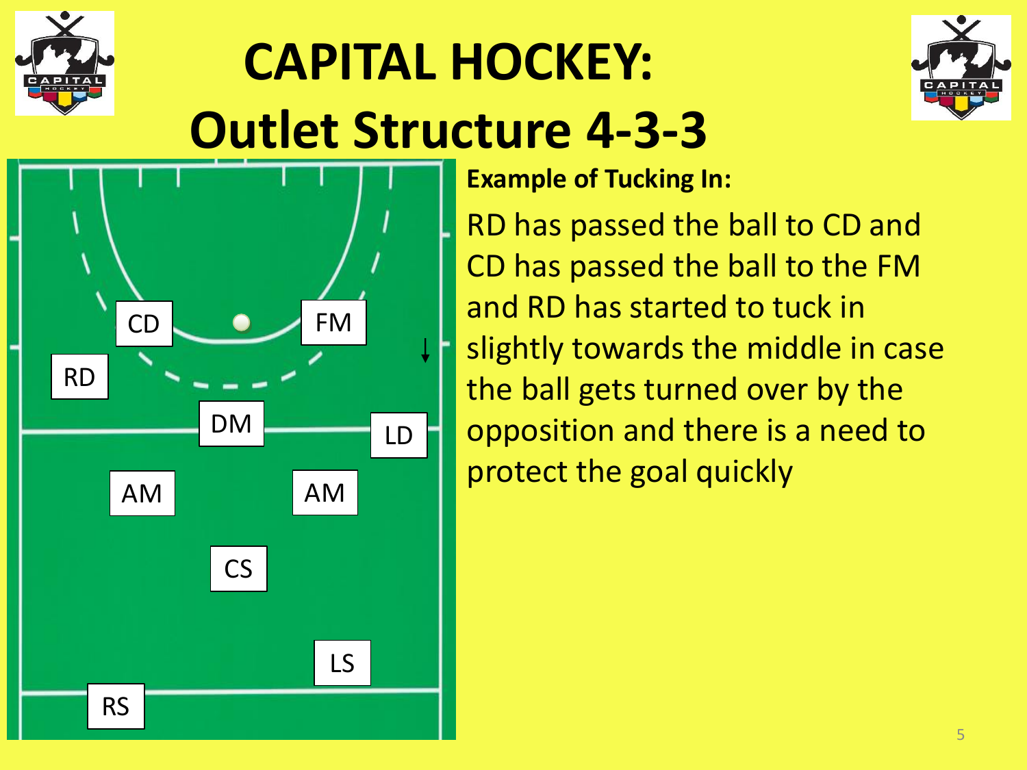# CAPITAL HOCKEY:
# Outlet Structure 4-3-3

CD FM RD DM LD AM AM CS LS RS

**Example of Tucking In:**

RD has passed the ball to CD and CD has passed the ball to the FM and RD has started to tuck in slightly towards the middle in case the ball gets turned over by the opposition and there is a need to protect the goal quickly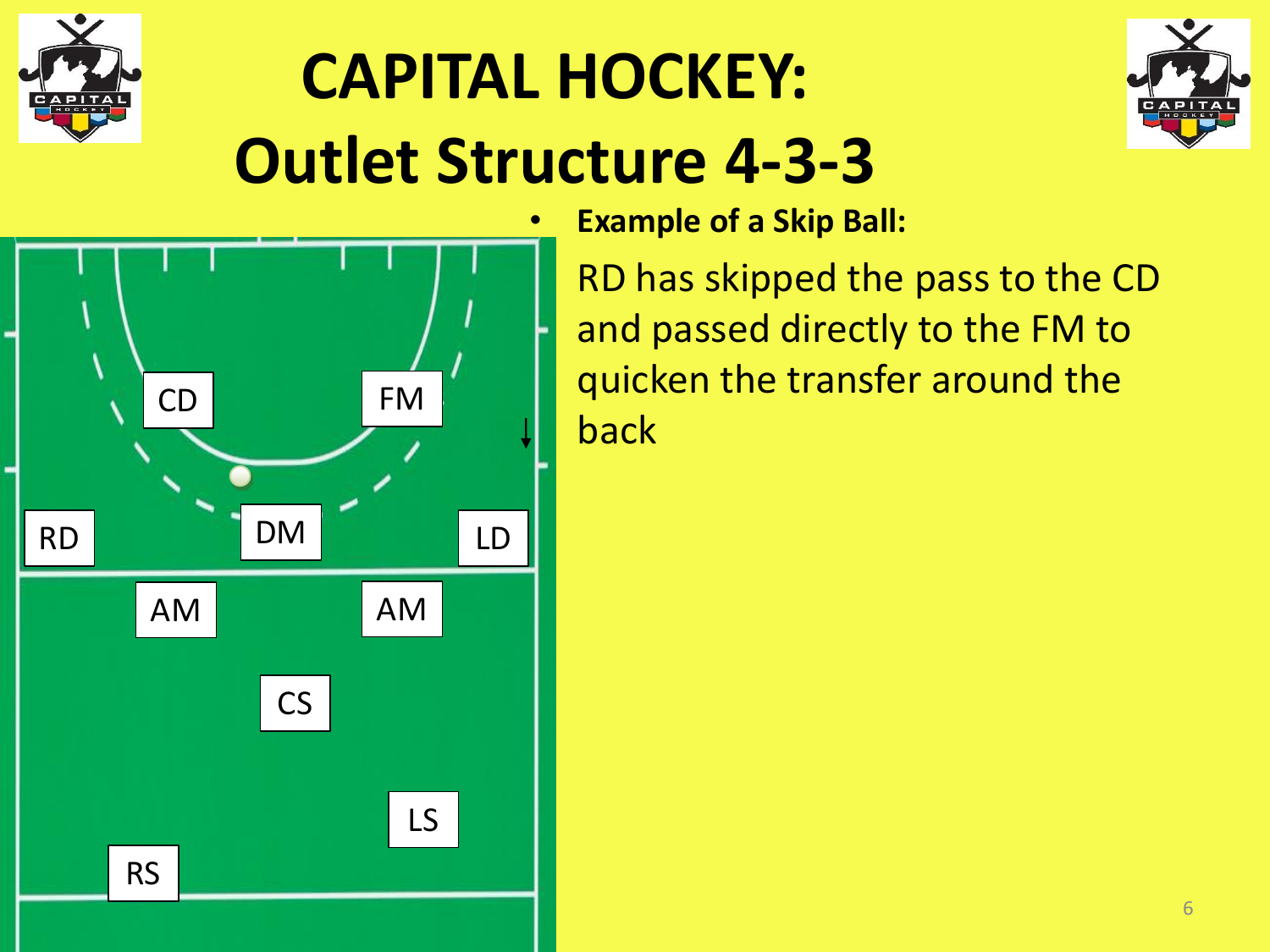# CAPITAL HOCKEY: Outlet Structure 4-3-3

CD FM

RD DM LD

AM AM

CS

LS

RS

- **Example of a Skip Ball:**

RD has skipped the pass to the CD and passed directly to the FM to quicken the transfer around the back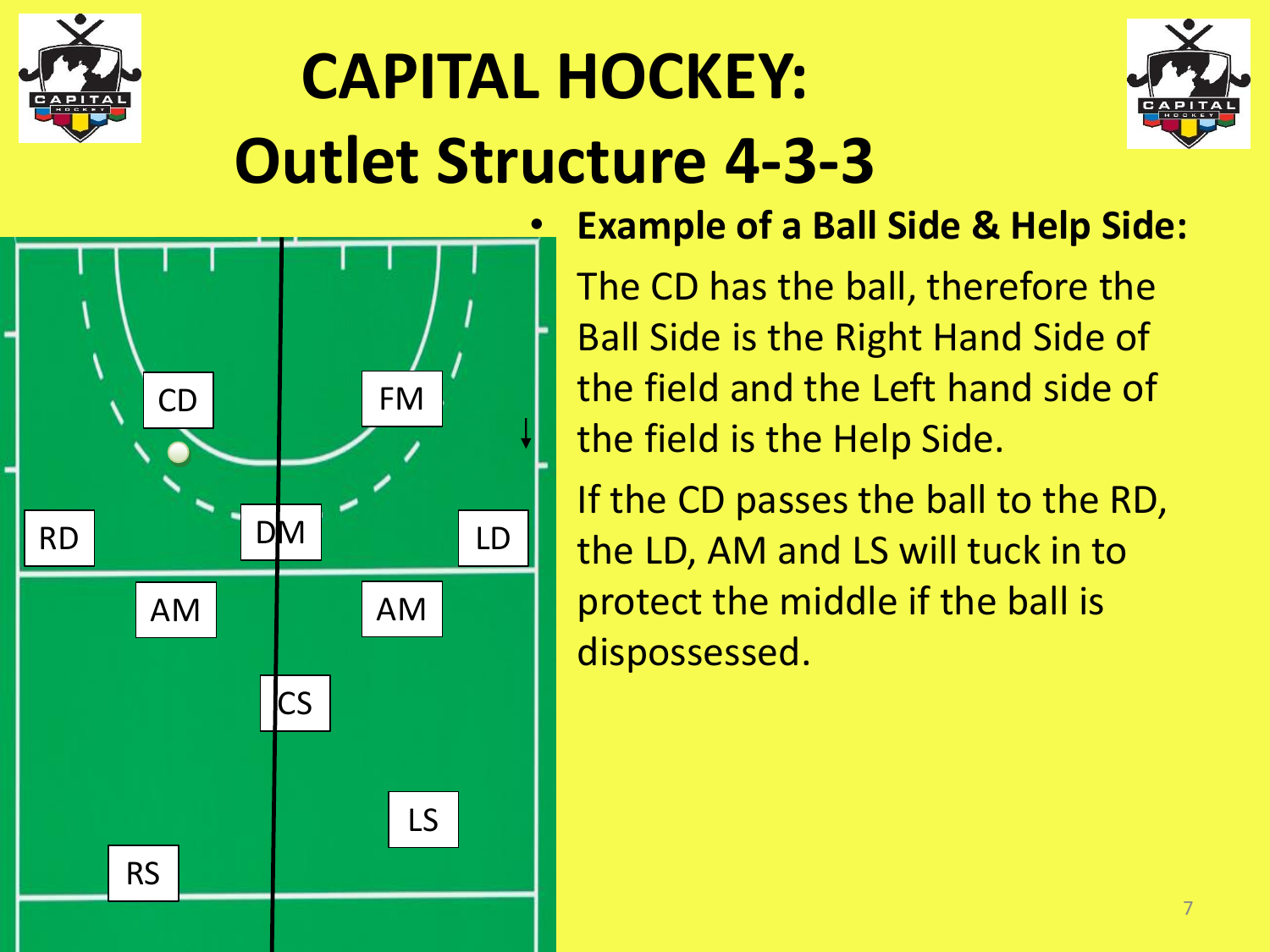# CAPITAL HOCKEY: Outlet Structure 4-3-3

CD

FM

RD

DM

LD

AM

AM

CS

LS

RS

- **Example of a Ball Side & Help Side:**

  The CD has the ball, therefore the Ball Side is the Right Hand Side of the field and the Left hand side of the field is the Help Side.

  If the CD passes the ball to the RD, the LD, AM and LS will tuck in to protect the middle if the ball is dispossessed.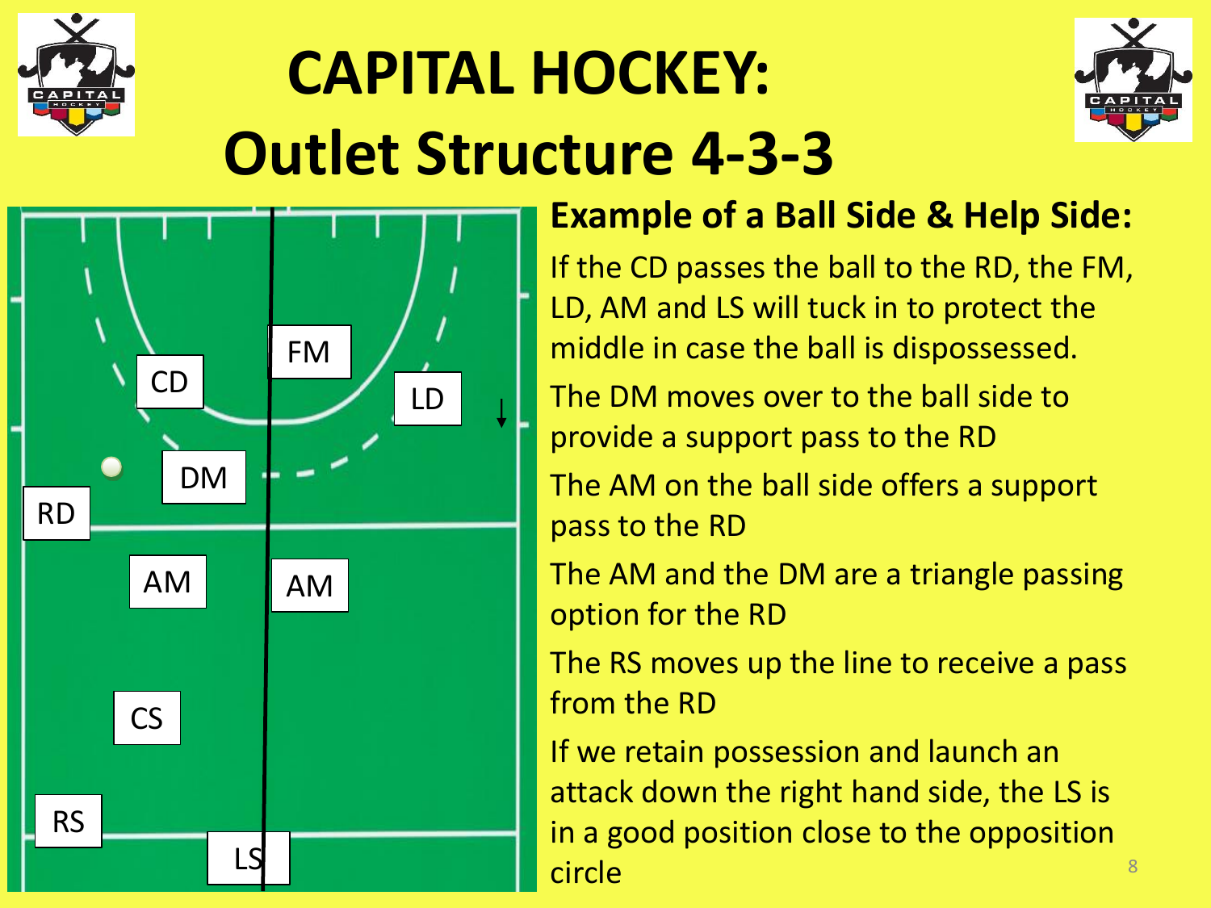# CAPITAL HOCKEY: Outlet Structure 4-3-3

CD | FM | LD | DM | RD | AM | AM | CS | RS | LS

## Example of a Ball Side & Help Side:

If the CD passes the ball to the RD, the FM, LD, AM and LS will tuck in to protect the middle in case the ball is dispossessed.

The DM moves over to the ball side to provide a support pass to the RD

The AM on the ball side offers a support pass to the RD

The AM and the DM are a triangle passing option for the RD

The RS moves up the line to receive a pass from the RD

If we retain possession and launch an attack down the right hand side, the LS is in a good position close to the opposition circle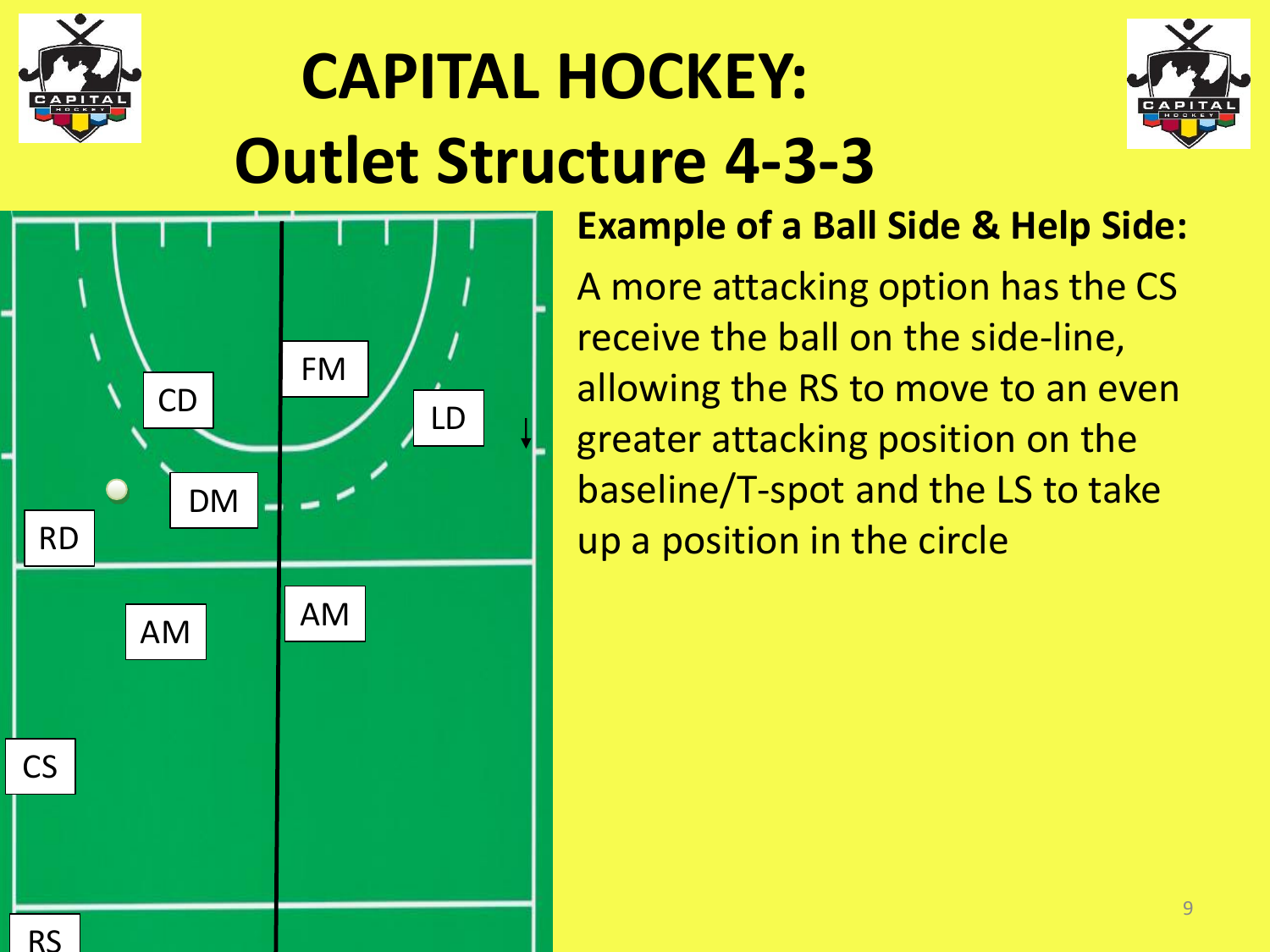# CAPITAL HOCKEY: Outlet Structure 4-3-3

CD

FM

LD

DM

RD

AM

AM

CS

RS

**Example of a Ball Side & Help Side:**

A more attacking option has the CS receive the ball on the side-line, allowing the RS to move to an even greater attacking position on the baseline/T-spot and the LS to take up a position in the circle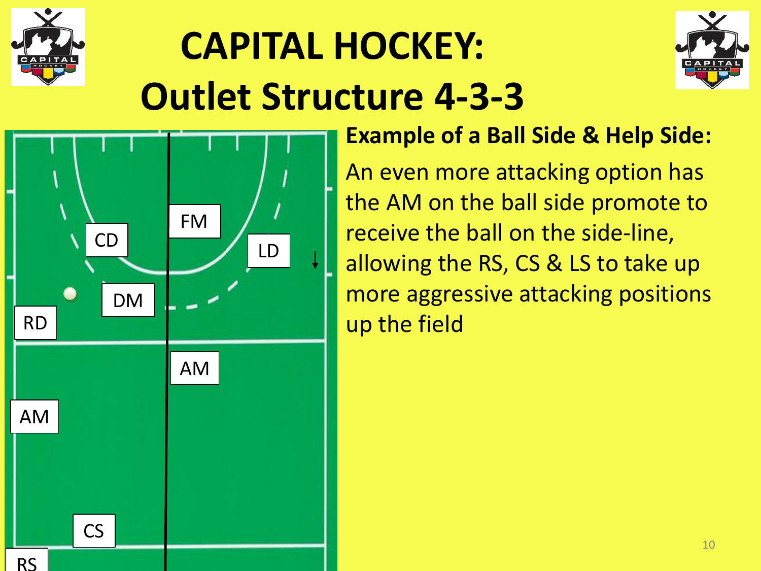# CAPITAL HOCKEY: Outlet Structure 4-3-3

CD

FM

LD

DM

RD

AM

AM

CS

RS

**Example of a Ball Side & Help Side:**

An even more attacking option has the AM on the ball side promote to receive the ball on the side-line, allowing the RS, CS & LS to take up more aggressive attacking positions up the field